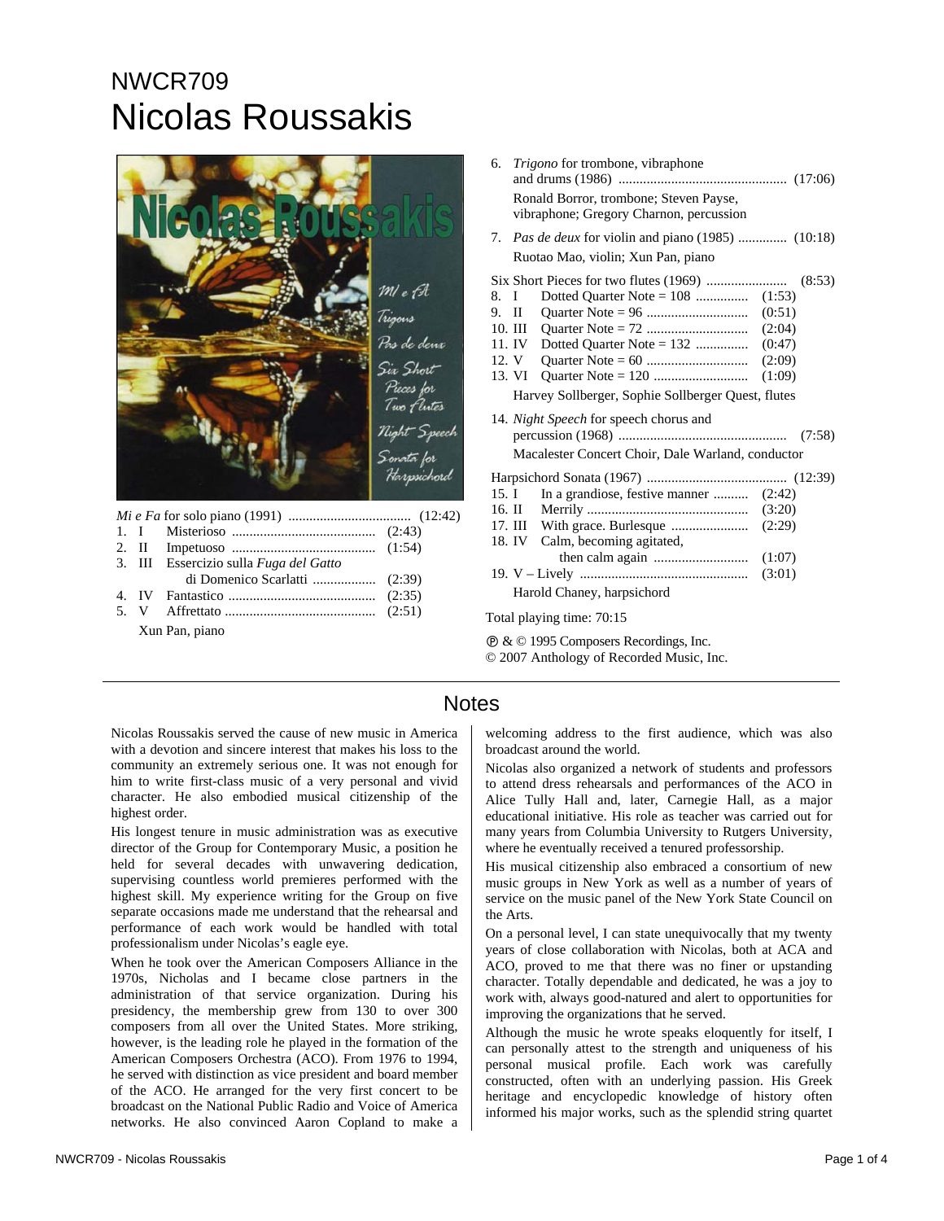NWCR709

# Nicolas Roussakis

*Mi e Fa* for solo piano (1991) .................................. (12:42)

1. I Misterioso ........................................ (2:43)
2. II Impetuoso ........................................ (1:54)
3. III Essercizio sulla *Fuga del Gatto* di Domenico Scarlatti ................. (2:39)
4. IV Fantastico ......................................... (2:35)
5. V Affrettato .......................................... (2:51)

Xun Pan, piano

6. *Trigono* for trombone, vibraphone and drums (1986) ............................................... (17:06)

   Ronald Borror, trombone; Steven Payse, vibraphone; Gregory Charnon, percussion

7. *Pas de deux* for violin and piano (1985) ............. (10:18)

   Ruotao Mao, violin; Xun Pan, piano

Six Short Pieces for two flutes (1969) ....................... (8:53)

8. I Dotted Quarter Note = 108 .............. (1:53)
9. II Quarter Note = 96 ............................ (0:51)
10. III Quarter Note = 72 ............................ (2:04)
11. IV Dotted Quarter Note = 132 .............. (0:47)
12. V Quarter Note = 60 ............................ (2:09)
13. VI Quarter Note = 120 .......................... (1:09)

Harvey Sollberger, Sophie Sollberger Quest, flutes

14. *Night Speech* for speech chorus and percussion (1968) ............................................... (7:58)

    Macalester Concert Choir, Dale Warland, conductor

Harpsichord Sonata (1967) ....................................... (12:39)

15. I In a grandiose, festive manner .......... (2:42)
16. II Merrily ............................................. (3:20)
17. III With grace. Burlesque ...................... (2:29)
18. IV Calm, becoming agitated, then calm again .......................... (1:07)
19. V – Lively ................................................ (3:01)

Harold Chaney, harpsichord

Total playing time: 70:15

℗ & © 1995 Composers Recordings, Inc.
© 2007 Anthology of Recorded Music, Inc.

## Notes

Nicolas Roussakis served the cause of new music in America with a devotion and sincere interest that makes his loss to the community an extremely serious one. It was not enough for him to write first-class music of a very personal and vivid character. He also embodied musical citizenship of the highest order.

His longest tenure in music administration was as executive director of the Group for Contemporary Music, a position he held for several decades with unwavering dedication, supervising countless world premieres performed with the highest skill. My experience writing for the Group on five separate occasions made me understand that the rehearsal and performance of each work would be handled with total professionalism under Nicolas's eagle eye.

When he took over the American Composers Alliance in the 1970s, Nicholas and I became close partners in the administration of that service organization. During his presidency, the membership grew from 130 to over 300 composers from all over the United States. More striking, however, is the leading role he played in the formation of the American Composers Orchestra (ACO). From 1976 to 1994, he served with distinction as vice president and board member of the ACO. He arranged for the very first concert to be broadcast on the National Public Radio and Voice of America networks. He also convinced Aaron Copland to make a welcoming address to the first audience, which was also broadcast around the world.

Nicolas also organized a network of students and professors to attend dress rehearsals and performances of the ACO in Alice Tully Hall and, later, Carnegie Hall, as a major educational initiative. His role as teacher was carried out for many years from Columbia University to Rutgers University, where he eventually received a tenured professorship.

His musical citizenship also embraced a consortium of new music groups in New York as well as a number of years of service on the music panel of the New York State Council on the Arts.

On a personal level, I can state unequivocally that my twenty years of close collaboration with Nicolas, both at ACA and ACO, proved to me that there was no finer or upstanding character. Totally dependable and dedicated, he was a joy to work with, always good-natured and alert to opportunities for improving the organizations that he served.

Although the music he wrote speaks eloquently for itself, I can personally attest to the strength and uniqueness of his personal musical profile. Each work was carefully constructed, often with an underlying passion. His Greek heritage and encyclopedic knowledge of history often informed his major works, such as the splendid string quartet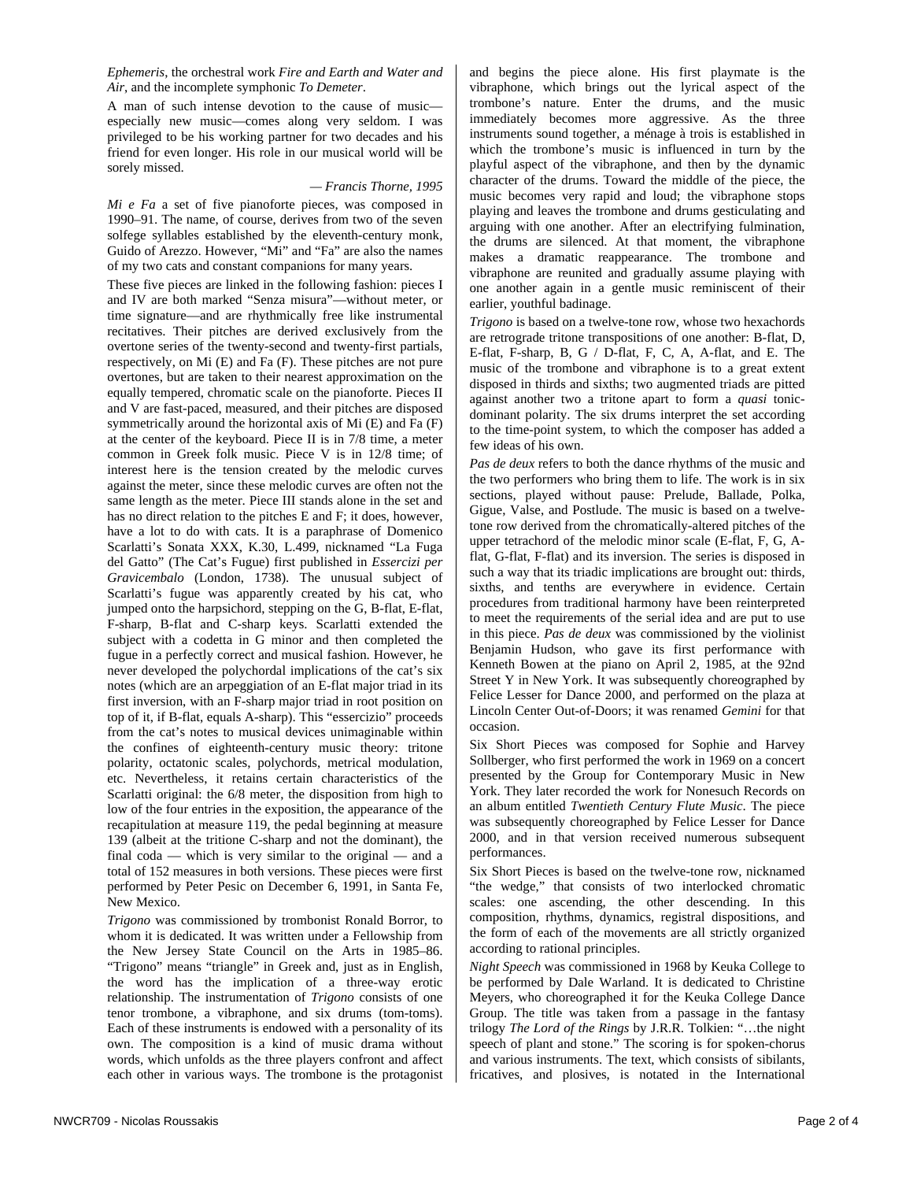*Ephemeris*, the orchestral work *Fire and Earth and Water and Air*, and the incomplete symphonic *To Demeter*.

A man of such intense devotion to the cause of music—especially new music—comes along very seldom. I was privileged to be his working partner for two decades and his friend for even longer. His role in our musical world will be sorely missed.

— *Francis Thorne, 1995*

*Mi e Fa* a set of five pianoforte pieces, was composed in 1990–91. The name, of course, derives from two of the seven solfege syllables established by the eleventh-century monk, Guido of Arezzo. However, "Mi" and "Fa" are also the names of my two cats and constant companions for many years.

These five pieces are linked in the following fashion: pieces I and IV are both marked "Senza misura"—without meter, or time signature—and are rhythmically free like instrumental recitatives. Their pitches are derived exclusively from the overtone series of the twenty-second and twenty-first partials, respectively, on Mi (E) and Fa (F). These pitches are not pure overtones, but are taken to their nearest approximation on the equally tempered, chromatic scale on the pianoforte. Pieces II and V are fast-paced, measured, and their pitches are disposed symmetrically around the horizontal axis of Mi (E) and Fa (F) at the center of the keyboard. Piece II is in 7/8 time, a meter common in Greek folk music. Piece V is in 12/8 time; of interest here is the tension created by the melodic curves against the meter, since these melodic curves are often not the same length as the meter. Piece III stands alone in the set and has no direct relation to the pitches E and F; it does, however, have a lot to do with cats. It is a paraphrase of Domenico Scarlatti's Sonata XXX, K.30, L.499, nicknamed "La Fuga del Gatto" (The Cat's Fugue) first published in *Essercizi per Gravicembalo* (London, 1738). The unusual subject of Scarlatti's fugue was apparently created by his cat, who jumped onto the harpsichord, stepping on the G, B-flat, E-flat, F-sharp, B-flat and C-sharp keys. Scarlatti extended the subject with a codetta in G minor and then completed the fugue in a perfectly correct and musical fashion. However, he never developed the polychordal implications of the cat's six notes (which are an arpeggiation of an E-flat major triad in its first inversion, with an F-sharp major triad in root position on top of it, if B-flat, equals A-sharp). This "essercizio" proceeds from the cat's notes to musical devices unimaginable within the confines of eighteenth-century music theory: tritone polarity, octatonic scales, polychords, metrical modulation, etc. Nevertheless, it retains certain characteristics of the Scarlatti original: the 6/8 meter, the disposition from high to low of the four entries in the exposition, the appearance of the recapitulation at measure 119, the pedal beginning at measure 139 (albeit at the tritone C-sharp and not the dominant), the final coda — which is very similar to the original — and a total of 152 measures in both versions. These pieces were first performed by Peter Pesic on December 6, 1991, in Santa Fe, New Mexico.

*Trigono* was commissioned by trombonist Ronald Borror, to whom it is dedicated. It was written under a Fellowship from the New Jersey State Council on the Arts in 1985–86. "Trigono" means "triangle" in Greek and, just as in English, the word has the implication of a three-way erotic relationship. The instrumentation of *Trigono* consists of one tenor trombone, a vibraphone, and six drums (tom-toms). Each of these instruments is endowed with a personality of its own. The composition is a kind of music drama without words, which unfolds as the three players confront and affect each other in various ways. The trombone is the protagonist and begins the piece alone. His first playmate is the vibraphone, which brings out the lyrical aspect of the trombone's nature. Enter the drums, and the music immediately becomes more aggressive. As the three instruments sound together, a ménage à trois is established in which the trombone's music is influenced in turn by the playful aspect of the vibraphone, and then by the dynamic character of the drums. Toward the middle of the piece, the music becomes very rapid and loud; the vibraphone stops playing and leaves the trombone and drums gesticulating and arguing with one another. After an electrifying fulmination, the drums are silenced. At that moment, the vibraphone makes a dramatic reappearance. The trombone and vibraphone are reunited and gradually assume playing with one another again in a gentle music reminiscent of their earlier, youthful badinage.

*Trigono* is based on a twelve-tone row, whose two hexachords are retrograde tritone transpositions of one another: B-flat, D, E-flat, F-sharp, B, G / D-flat, F, C, A, A-flat, and E. The music of the trombone and vibraphone is to a great extent disposed in thirds and sixths; two augmented triads are pitted against another two a tritone apart to form a *quasi* tonic-dominant polarity. The six drums interpret the set according to the time-point system, to which the composer has added a few ideas of his own.

*Pas de deux* refers to both the dance rhythms of the music and the two performers who bring them to life. The work is in six sections, played without pause: Prelude, Ballade, Polka, Gigue, Valse, and Postlude. The music is based on a twelve-tone row derived from the chromatically-altered pitches of the upper tetrachord of the melodic minor scale (E-flat, F, G, A-flat, G-flat, F-flat) and its inversion. The series is disposed in such a way that its triadic implications are brought out: thirds, sixths, and tenths are everywhere in evidence. Certain procedures from traditional harmony have been reinterpreted to meet the requirements of the serial idea and are put to use in this piece. *Pas de deux* was commissioned by the violinist Benjamin Hudson, who gave its first performance with Kenneth Bowen at the piano on April 2, 1985, at the 92nd Street Y in New York. It was subsequently choreographed by Felice Lesser for Dance 2000, and performed on the plaza at Lincoln Center Out-of-Doors; it was renamed *Gemini* for that occasion.

Six Short Pieces was composed for Sophie and Harvey Sollberger, who first performed the work in 1969 on a concert presented by the Group for Contemporary Music in New York. They later recorded the work for Nonesuch Records on an album entitled *Twentieth Century Flute Music*. The piece was subsequently choreographed by Felice Lesser for Dance 2000, and in that version received numerous subsequent performances.

Six Short Pieces is based on the twelve-tone row, nicknamed "the wedge," that consists of two interlocked chromatic scales: one ascending, the other descending. In this composition, rhythms, dynamics, registral dispositions, and the form of each of the movements are all strictly organized according to rational principles.

*Night Speech* was commissioned in 1968 by Keuka College to be performed by Dale Warland. It is dedicated to Christine Meyers, who choreographed it for the Keuka College Dance Group. The title was taken from a passage in the fantasy trilogy *The Lord of the Rings* by J.R.R. Tolkien: "…the night speech of plant and stone." The scoring is for spoken-chorus and various instruments. The text, which consists of sibilants, fricatives, and plosives, is notated in the International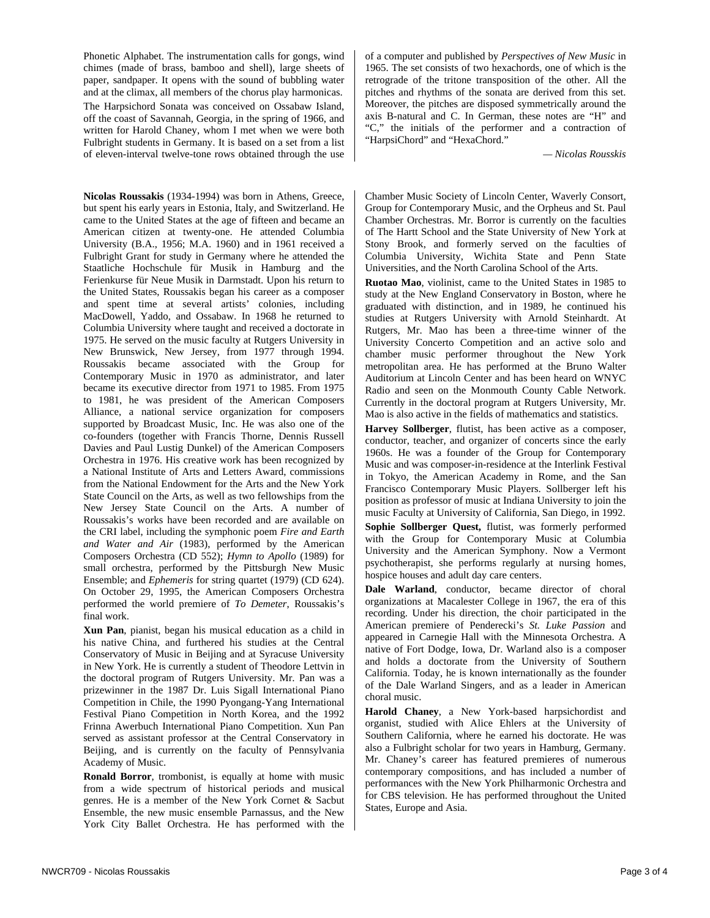Phonetic Alphabet. The instrumentation calls for gongs, wind chimes (made of brass, bamboo and shell), large sheets of paper, sandpaper. It opens with the sound of bubbling water and at the climax, all members of the chorus play harmonicas.

The Harpsichord Sonata was conceived on Ossabaw Island, off the coast of Savannah, Georgia, in the spring of 1966, and written for Harold Chaney, whom I met when we were both Fulbright students in Germany. It is based on a set from a list of eleven-interval twelve-tone rows obtained through the use of a computer and published by *Perspectives of New Music* in 1965. The set consists of two hexachords, one of which is the retrograde of the tritone transposition of the other. All the pitches and rhythms of the sonata are derived from this set. Moreover, the pitches are disposed symmetrically around the axis B-natural and C. In German, these notes are "H" and "C," the initials of the performer and a contraction of "HarpsiChord" and "HexaChord."

*— Nicolas Rousskis*

**Nicolas Roussakis** (1934-1994) was born in Athens, Greece, but spent his early years in Estonia, Italy, and Switzerland. He came to the United States at the age of fifteen and became an American citizen at twenty-one. He attended Columbia University (B.A., 1956; M.A. 1960) and in 1961 received a Fulbright Grant for study in Germany where he attended the Staatliche Hochschule für Musik in Hamburg and the Ferienkurse für Neue Musik in Darmstadt. Upon his return to the United States, Roussakis began his career as a composer and spent time at several artists' colonies, including MacDowell, Yaddo, and Ossabaw. In 1968 he returned to Columbia University where taught and received a doctorate in 1975. He served on the music faculty at Rutgers University in New Brunswick, New Jersey, from 1977 through 1994. Roussakis became associated with the Group for Contemporary Music in 1970 as administrator, and later became its executive director from 1971 to 1985. From 1975 to 1981, he was president of the American Composers Alliance, a national service organization for composers supported by Broadcast Music, Inc. He was also one of the co-founders (together with Francis Thorne, Dennis Russell Davies and Paul Lustig Dunkel) of the American Composers Orchestra in 1976. His creative work has been recognized by a National Institute of Arts and Letters Award, commissions from the National Endowment for the Arts and the New York State Council on the Arts, as well as two fellowships from the New Jersey State Council on the Arts. A number of Roussakis's works have been recorded and are available on the CRI label, including the symphonic poem *Fire and Earth and Water and Air* (1983), performed by the American Composers Orchestra (CD 552); *Hymn to Apollo* (1989) for small orchestra, performed by the Pittsburgh New Music Ensemble; and *Ephemeris* for string quartet (1979) (CD 624). On October 29, 1995, the American Composers Orchestra performed the world premiere of *To Demeter*, Roussakis's final work.

**Xun Pan**, pianist, began his musical education as a child in his native China, and furthered his studies at the Central Conservatory of Music in Beijing and at Syracuse University in New York. He is currently a student of Theodore Lettvin in the doctoral program of Rutgers University. Mr. Pan was a prizewinner in the 1987 Dr. Luis Sigall International Piano Competition in Chile, the 1990 Pyongang-Yang International Festival Piano Competition in North Korea, and the 1992 Frinna Awerbuch International Piano Competition. Xun Pan served as assistant professor at the Central Conservatory in Beijing, and is currently on the faculty of Pennsylvania Academy of Music.

**Ronald Borror**, trombonist, is equally at home with music from a wide spectrum of historical periods and musical genres. He is a member of the New York Cornet & Sacbut Ensemble, the new music ensemble Parnassus, and the New York City Ballet Orchestra. He has performed with the Chamber Music Society of Lincoln Center, Waverly Consort, Group for Contemporary Music, and the Orpheus and St. Paul Chamber Orchestras. Mr. Borror is currently on the faculties of The Hartt School and the State University of New York at Stony Brook, and formerly served on the faculties of Columbia University, Wichita State and Penn State Universities, and the North Carolina School of the Arts.

**Ruotao Mao**, violinist, came to the United States in 1985 to study at the New England Conservatory in Boston, where he graduated with distinction, and in 1989, he continued his studies at Rutgers University with Arnold Steinhardt. At Rutgers, Mr. Mao has been a three-time winner of the University Concerto Competition and an active solo and chamber music performer throughout the New York metropolitan area. He has performed at the Bruno Walter Auditorium at Lincoln Center and has been heard on WNYC Radio and seen on the Monmouth County Cable Network. Currently in the doctoral program at Rutgers University, Mr. Mao is also active in the fields of mathematics and statistics.

**Harvey Sollberger**, flutist, has been active as a composer, conductor, teacher, and organizer of concerts since the early 1960s. He was a founder of the Group for Contemporary Music and was composer-in-residence at the Interlink Festival in Tokyo, the American Academy in Rome, and the San Francisco Contemporary Music Players. Sollberger left his position as professor of music at Indiana University to join the music Faculty at University of California, San Diego, in 1992.

**Sophie Sollberger Quest,** flutist, was formerly performed with the Group for Contemporary Music at Columbia University and the American Symphony. Now a Vermont psychotherapist, she performs regularly at nursing homes, hospice houses and adult day care centers.

**Dale Warland**, conductor, became director of choral organizations at Macalester College in 1967, the era of this recording. Under his direction, the choir participated in the American premiere of Penderecki's *St. Luke Passion* and appeared in Carnegie Hall with the Minnesota Orchestra. A native of Fort Dodge, Iowa, Dr. Warland also is a composer and holds a doctorate from the University of Southern California. Today, he is known internationally as the founder of the Dale Warland Singers, and as a leader in American choral music.

**Harold Chaney**, a New York-based harpsichordist and organist, studied with Alice Ehlers at the University of Southern California, where he earned his doctorate. He was also a Fulbright scholar for two years in Hamburg, Germany. Mr. Chaney's career has featured premieres of numerous contemporary compositions, and has included a number of performances with the New York Philharmonic Orchestra and for CBS television. He has performed throughout the United States, Europe and Asia.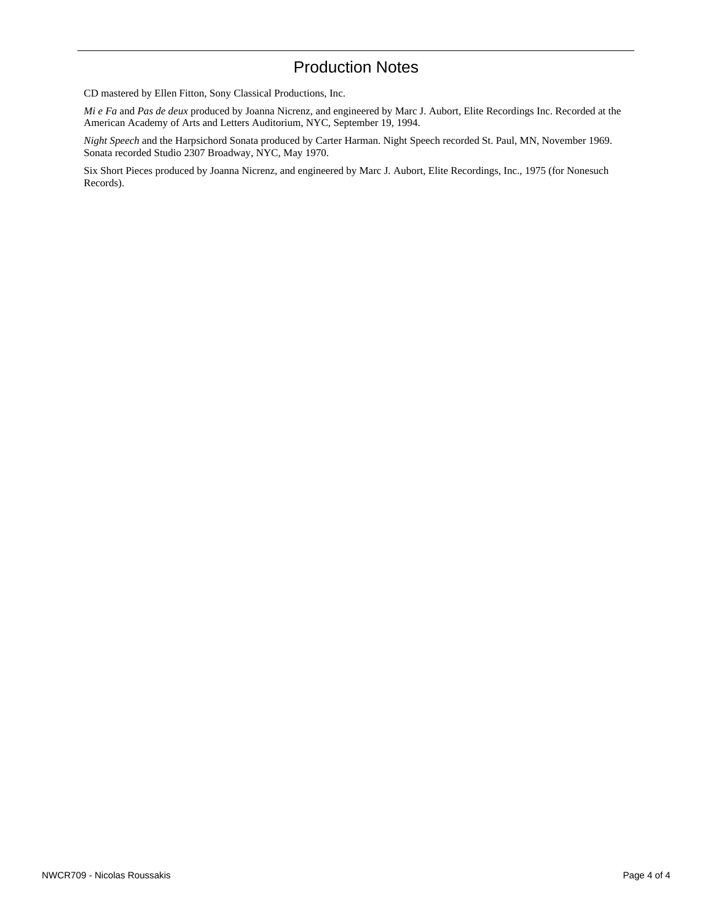## Production Notes

CD mastered by Ellen Fitton, Sony Classical Productions, Inc.

*Mi e Fa* and *Pas de deux* produced by Joanna Nicrenz, and engineered by Marc J. Aubort, Elite Recordings Inc. Recorded at the American Academy of Arts and Letters Auditorium, NYC, September 19, 1994.

*Night Speech* and the Harpsichord Sonata produced by Carter Harman. Night Speech recorded St. Paul, MN, November 1969. Sonata recorded Studio 2307 Broadway, NYC, May 1970.

Six Short Pieces produced by Joanna Nicrenz, and engineered by Marc J. Aubort, Elite Recordings, Inc., 1975 (for Nonesuch Records).